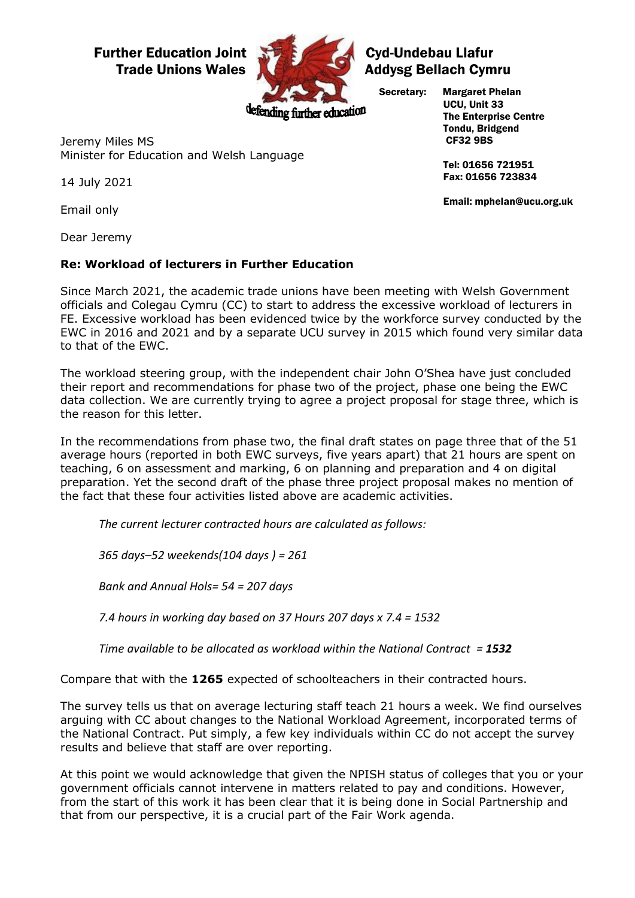**Further Education Joint Trade Unions Wales**

**Cyd-Undebau Llafur Addysg Bellach Cymru**

defending further education

**Secretary:** **Margaret Phelan**
**UCU, Unit 33**
**The Enterprise Centre**
**Tondu, Bridgend**
**CF32 9BS**

**Tel: 01656 721951**
**Fax: 01656 723834**

**Email: mphelan@ucu.org.uk**

Jeremy Miles MS
Minister for Education and Welsh Language

14 July 2021

Email only

Dear Jeremy

**Re: Workload of lecturers in Further Education**

Since March 2021, the academic trade unions have been meeting with Welsh Government officials and Colegau Cymru (CC) to start to address the excessive workload of lecturers in FE. Excessive workload has been evidenced twice by the workforce survey conducted by the EWC in 2016 and 2021 and by a separate UCU survey in 2015 which found very similar data to that of the EWC.

The workload steering group, with the independent chair John O'Shea have just concluded their report and recommendations for phase two of the project, phase one being the EWC data collection. We are currently trying to agree a project proposal for stage three, which is the reason for this letter.

In the recommendations from phase two, the final draft states on page three that of the 51 average hours (reported in both EWC surveys, five years apart) that 21 hours are spent on teaching, 6 on assessment and marking, 6 on planning and preparation and 4 on digital preparation. Yet the second draft of the phase three project proposal makes no mention of the fact that these four activities listed above are academic activities.

> *The current lecturer contracted hours are calculated as follows:*
>
> *365 days–52 weekends(104 days ) = 261*
>
> *Bank and Annual Hols= 54 = 207 days*
>
> *7.4 hours in working day based on 37 Hours 207 days x 7.4 = 1532*
>
> *Time available to be allocated as workload within the National Contract = **1532***

Compare that with the **1265** expected of schoolteachers in their contracted hours.

The survey tells us that on average lecturing staff teach 21 hours a week. We find ourselves arguing with CC about changes to the National Workload Agreement, incorporated terms of the National Contract. Put simply, a few key individuals within CC do not accept the survey results and believe that staff are over reporting.

At this point we would acknowledge that given the NPISH status of colleges that you or your government officials cannot intervene in matters related to pay and conditions. However, from the start of this work it has been clear that it is being done in Social Partnership and that from our perspective, it is a crucial part of the Fair Work agenda.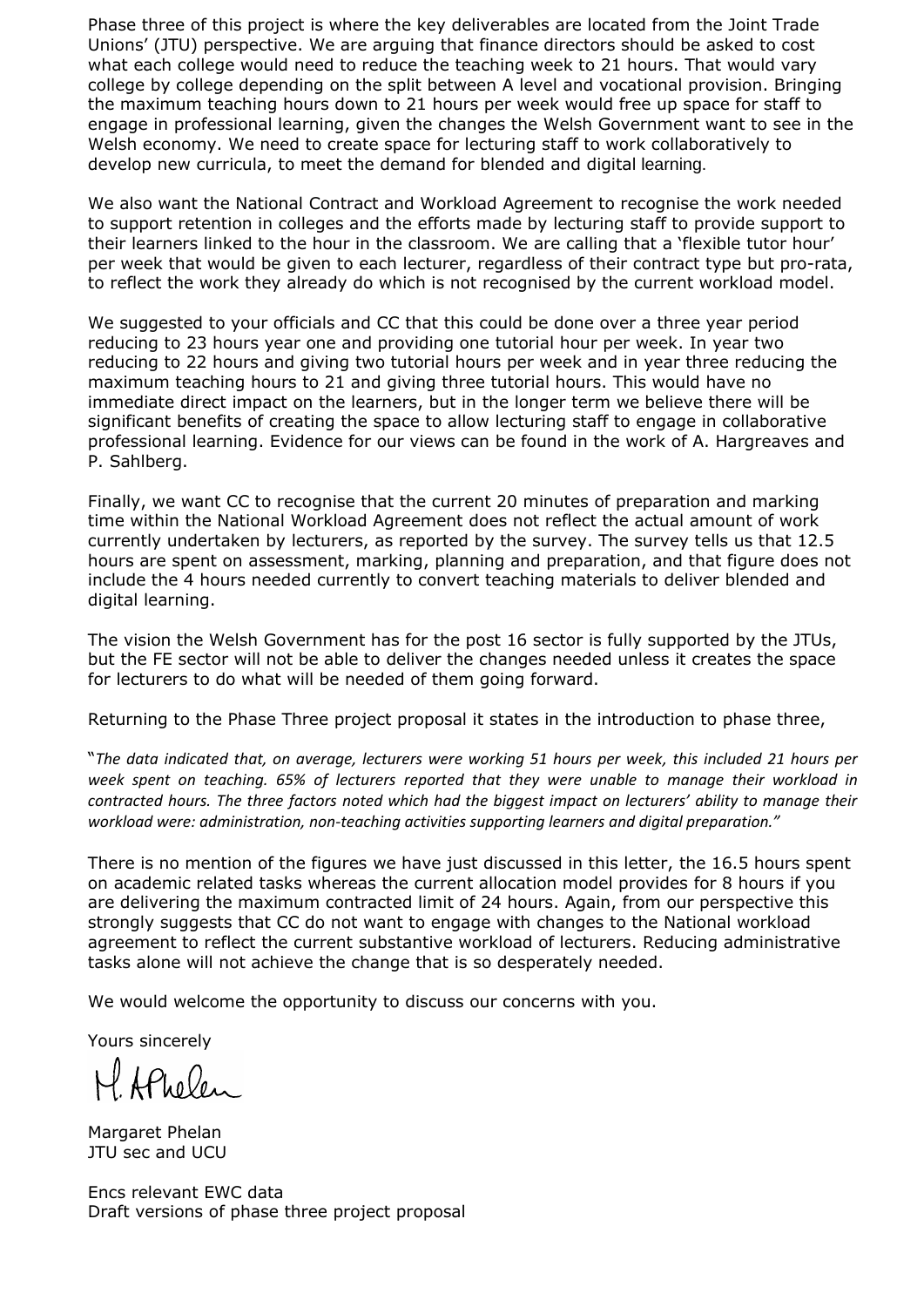Phase three of this project is where the key deliverables are located from the Joint Trade Unions' (JTU) perspective. We are arguing that finance directors should be asked to cost what each college would need to reduce the teaching week to 21 hours. That would vary college by college depending on the split between A level and vocational provision. Bringing the maximum teaching hours down to 21 hours per week would free up space for staff to engage in professional learning, given the changes the Welsh Government want to see in the Welsh economy. We need to create space for lecturing staff to work collaboratively to develop new curricula, to meet the demand for blended and digital learning.

We also want the National Contract and Workload Agreement to recognise the work needed to support retention in colleges and the efforts made by lecturing staff to provide support to their learners linked to the hour in the classroom. We are calling that a 'flexible tutor hour' per week that would be given to each lecturer, regardless of their contract type but pro-rata, to reflect the work they already do which is not recognised by the current workload model.

We suggested to your officials and CC that this could be done over a three year period reducing to 23 hours year one and providing one tutorial hour per week. In year two reducing to 22 hours and giving two tutorial hours per week and in year three reducing the maximum teaching hours to 21 and giving three tutorial hours. This would have no immediate direct impact on the learners, but in the longer term we believe there will be significant benefits of creating the space to allow lecturing staff to engage in collaborative professional learning. Evidence for our views can be found in the work of A. Hargreaves and P. Sahlberg.

Finally, we want CC to recognise that the current 20 minutes of preparation and marking time within the National Workload Agreement does not reflect the actual amount of work currently undertaken by lecturers, as reported by the survey. The survey tells us that 12.5 hours are spent on assessment, marking, planning and preparation, and that figure does not include the 4 hours needed currently to convert teaching materials to deliver blended and digital learning.

The vision the Welsh Government has for the post 16 sector is fully supported by the JTUs, but the FE sector will not be able to deliver the changes needed unless it creates the space for lecturers to do what will be needed of them going forward.

Returning to the Phase Three project proposal it states in the introduction to phase three,

"*The data indicated that, on average, lecturers were working 51 hours per week, this included 21 hours per week spent on teaching. 65% of lecturers reported that they were unable to manage their workload in contracted hours. The three factors noted which had the biggest impact on lecturers' ability to manage their workload were: administration, non-teaching activities supporting learners and digital preparation."*

There is no mention of the figures we have just discussed in this letter, the 16.5 hours spent on academic related tasks whereas the current allocation model provides for 8 hours if you are delivering the maximum contracted limit of 24 hours. Again, from our perspective this strongly suggests that CC do not want to engage with changes to the National workload agreement to reflect the current substantive workload of lecturers. Reducing administrative tasks alone will not achieve the change that is so desperately needed.

We would welcome the opportunity to discuss our concerns with you.

Yours sincerely

M. APhelan

Margaret Phelan
JTU sec and UCU

Encs relevant EWC data
Draft versions of phase three project proposal